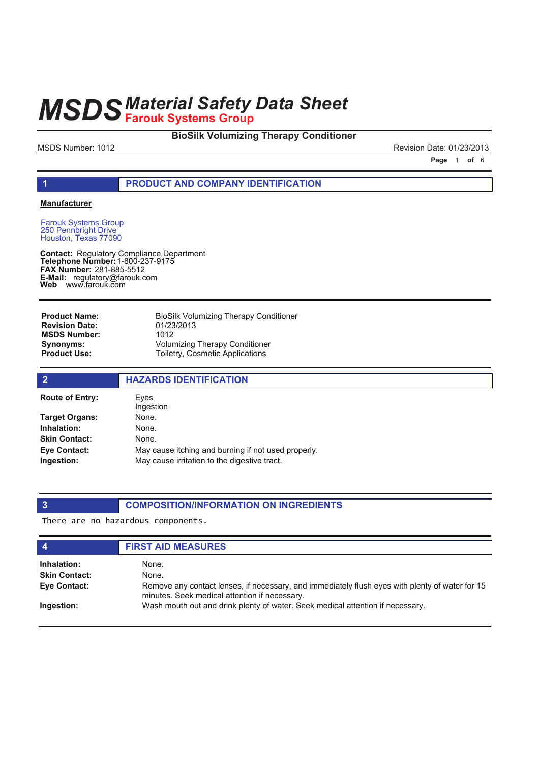# MSDS Material Safety Data Sheet

**Farouk Systems Group**

**BioSilk Volumizing Therapy Conditioner**

MSDS Number: 1012 | Revision Date: 01/23/2013

## 1 PRODUCT AND COMPANY IDENTIFICATION

**Manufacturer**

Farouk Systems Group
250 Pennbright Drive
Houston, Texas 77090

**Contact:** Regulatory Compliance Department
**Telephone Number:** 1-800-237-9175
**FAX Number:** 281-885-5512
**E-Mail:** regulatory@farouk.com
**Web** www.farouk.com

| | |
|---|---|
| **Product Name:** | BioSilk Volumizing Therapy Conditioner |
| **Revision Date:** | 01/23/2013 |
| **MSDS Number:** | 1012 |
| **Synonyms:** | Volumizing Therapy Conditioner |
| **Product Use:** | Toiletry, Cosmetic Applications |

## 2 HAZARDS IDENTIFICATION

| | |
|---|---|
| **Route of Entry:** | Eyes<br>Ingestion |
| **Target Organs:** | None. |
| **Inhalation:** | None. |
| **Skin Contact:** | None. |
| **Eye Contact:** | May cause itching and burning if not used properly. |
| **Ingestion:** | May cause irritation to the digestive tract. |

## 3 COMPOSITION/INFORMATION ON INGREDIENTS

There are no hazardous components.

## 4 FIRST AID MEASURES

| | |
|---|---|
| **Inhalation:** | None. |
| **Skin Contact:** | None. |
| **Eye Contact:** | Remove any contact lenses, if necessary, and immediately flush eyes with plenty of water for 15 minutes. Seek medical attention if necessary. |
| **Ingestion:** | Wash mouth out and drink plenty of water. Seek medical attention if necessary. |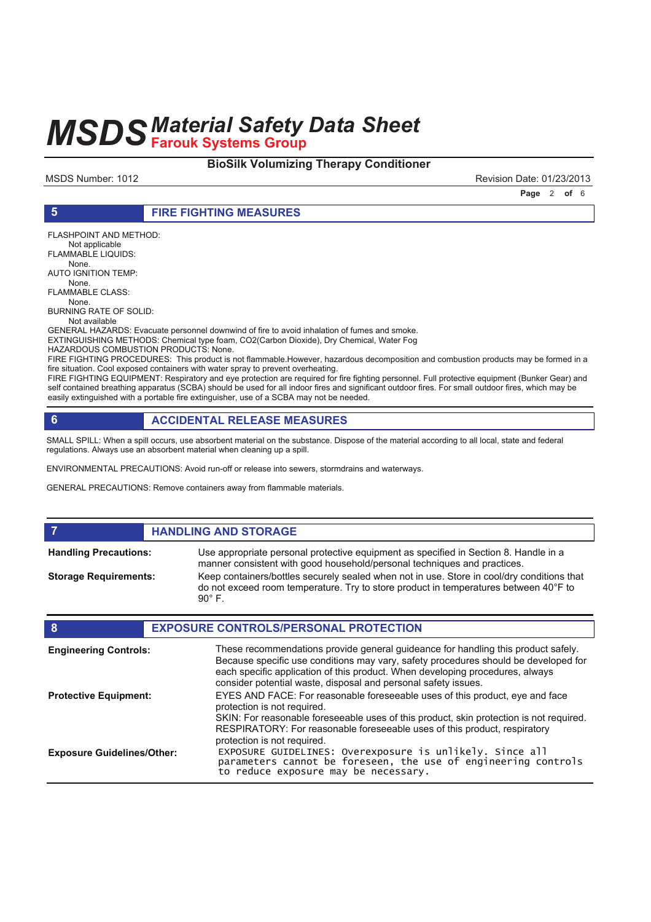# MSDS Material Safety Data Sheet

## Farouk Systems Group

**BioSilk Volumizing Therapy Conditioner**

MSDS Number: 1012 — Revision Date: 01/23/2013

## 5 FIRE FIGHTING MEASURES

FLASHPOINT AND METHOD:
Not applicable

FLAMMABLE LIQUIDS:
None.

AUTO IGNITION TEMP:
None.

FLAMMABLE CLASS:
None.

BURNING RATE OF SOLID:
Not available

GENERAL HAZARDS: Evacuate personnel downwind of fire to avoid inhalation of fumes and smoke.

EXTINGUISHING METHODS: Chemical type foam, CO2(Carbon Dioxide), Dry Chemical, Water Fog

HAZARDOUS COMBUSTION PRODUCTS: None.

FIRE FIGHTING PROCEDURES: This product is not flammable.However, hazardous decomposition and combustion products may be formed in a fire situation. Cool exposed containers with water spray to prevent overheating.

FIRE FIGHTING EQUIPMENT: Respiratory and eye protection are required for fire fighting personnel. Full protective equipment (Bunker Gear) and self contained breathing apparatus (SCBA) should be used for all indoor fires and significant outdoor fires. For small outdoor fires, which may be easily extinguished with a portable fire extinguisher, use of a SCBA may not be needed.

## 6 ACCIDENTAL RELEASE MEASURES

SMALL SPILL: When a spill occurs, use absorbent material on the substance. Dispose of the material according to all local, state and federal regulations. Always use an absorbent material when cleaning up a spill.

ENVIRONMENTAL PRECAUTIONS: Avoid run-off or release into sewers, stormdrains and waterways.

GENERAL PRECAUTIONS: Remove containers away from flammable materials.

## 7 HANDLING AND STORAGE

**Handling Precautions:** Use appropriate personal protective equipment as specified in Section 8. Handle in a manner consistent with good household/personal techniques and practices.

**Storage Requirements:** Keep containers/bottles securely sealed when not in use. Store in cool/dry conditions that do not exceed room temperature. Try to store product in temperatures between 40°F to 90° F.

## 8 EXPOSURE CONTROLS/PERSONAL PROTECTION

**Engineering Controls:** These recommendations provide general guideance for handling this product safely. Because specific use conditions may vary, safety procedures should be developed for each specific application of this product. When developing procedures, always consider potential waste, disposal and personal safety issues.

**Protective Equipment:** EYES AND FACE: For reasonable foreseeable uses of this product, eye and face protection is not required.
SKIN: For reasonable foreseeable uses of this product, skin protection is not required.
RESPIRATORY: For reasonable foreseeable uses of this product, respiratory protection is not required.

**Exposure Guidelines/Other:** EXPOSURE GUIDELINES: Overexposure is unlikely. Since all parameters cannot be foreseen, the use of engineering controls to reduce exposure may be necessary.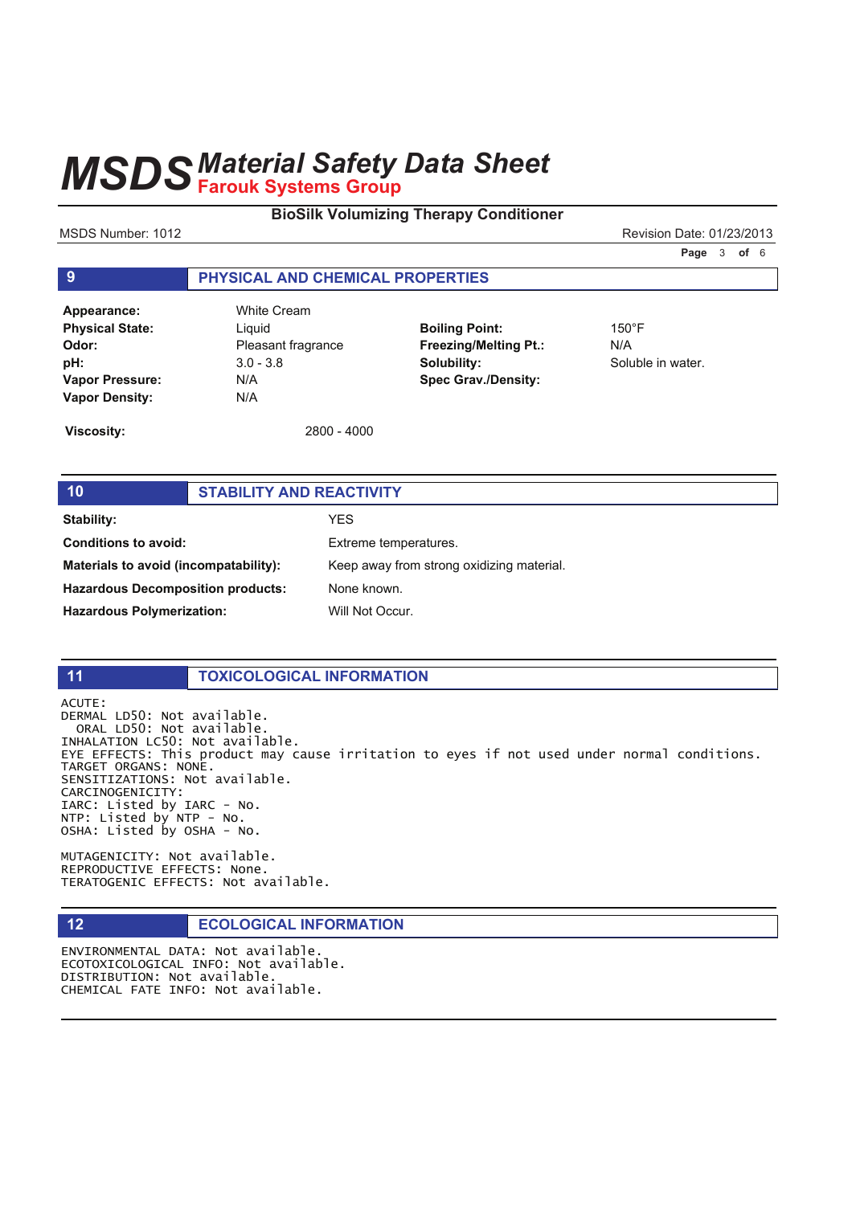# MSDS Material Safety Data Sheet

## Farouk Systems Group

**BioSilk Volumizing Therapy Conditioner**

MSDS Number: 1012

Revision Date: 01/23/2013

## 9 PHYSICAL AND CHEMICAL PROPERTIES

| | | | |
|---|---|---|---|
| **Appearance:** | White Cream | | |
| **Physical State:** | Liquid | **Boiling Point:** | 150°F |
| **Odor:** | Pleasant fragrance | **Freezing/Melting Pt.:** | N/A |
| **pH:** | 3.0 - 3.8 | **Solubility:** | Soluble in water. |
| **Vapor Pressure:** | N/A | **Spec Grav./Density:** | |
| **Vapor Density:** | N/A | | |

**Viscosity:** 2800 - 4000

## 10 STABILITY AND REACTIVITY

| | |
|---|---|
| **Stability:** | YES |
| **Conditions to avoid:** | Extreme temperatures. |
| **Materials to avoid (incompatability):** | Keep away from strong oxidizing material. |
| **Hazardous Decomposition products:** | None known. |
| **Hazardous Polymerization:** | Will Not Occur. |

## 11 TOXICOLOGICAL INFORMATION

```
ACUTE:
DERMAL LD50: Not available.
  ORAL LD50: Not available.
INHALATION LC50: Not available.
EYE EFFECTS: This product may cause irritation to eyes if not used under normal conditions.
TARGET ORGANS: NONE.
SENSITIZATIONS: Not available.
CARCINOGENICITY:
IARC: Listed by IARC - No.
NTP: Listed by NTP - No.
OSHA: Listed by OSHA - No.

MUTAGENICITY: Not available.
REPRODUCTIVE EFFECTS: None.
TERATOGENIC EFFECTS: Not available.
```

## 12 ECOLOGICAL INFORMATION

```
ENVIRONMENTAL DATA: Not available.
ECOTOXICOLOGICAL INFO: Not available.
DISTRIBUTION: Not available.
CHEMICAL FATE INFO: Not available.
```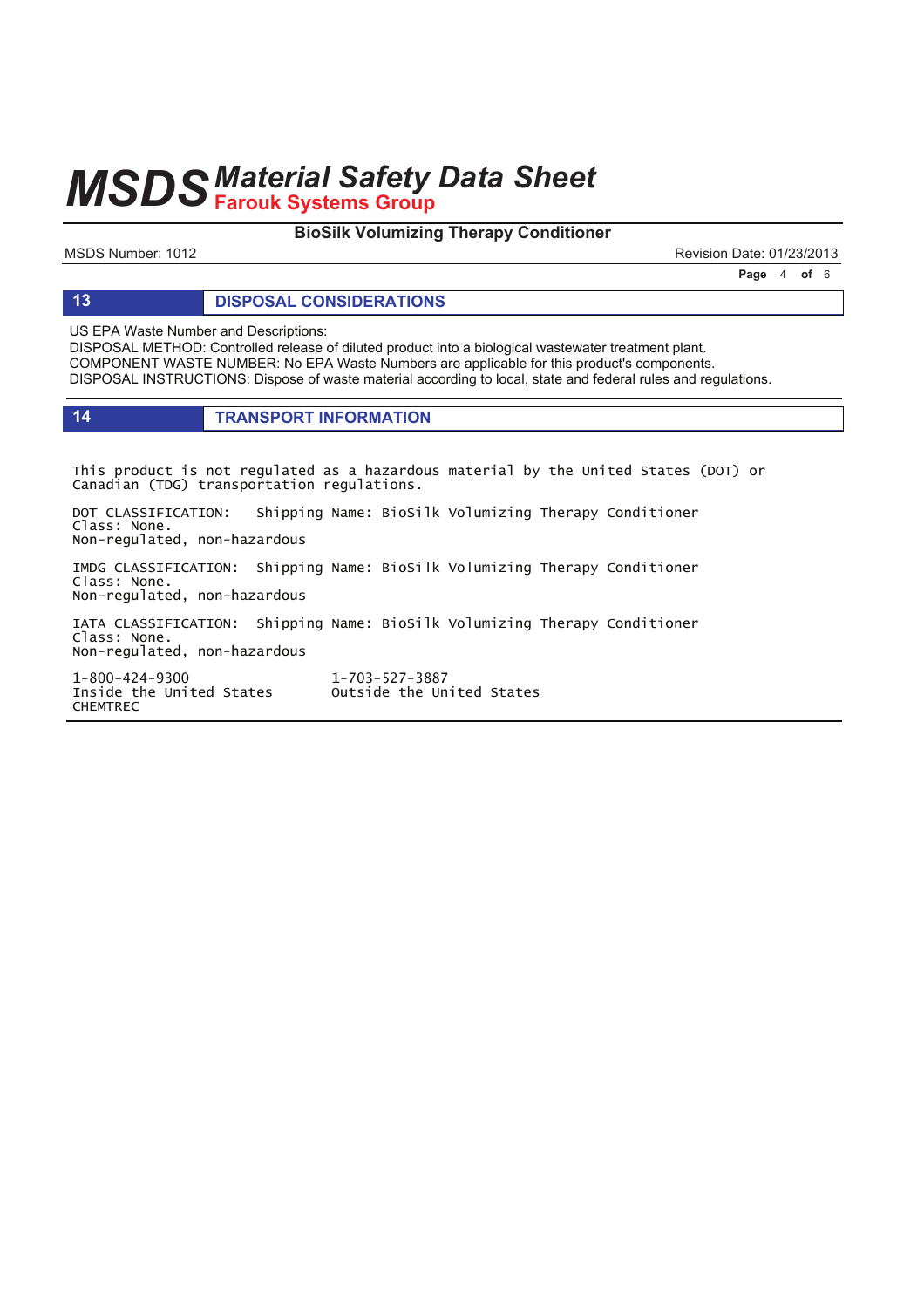## 13 DISPOSAL CONSIDERATIONS

US EPA Waste Number and Descriptions:
DISPOSAL METHOD: Controlled release of diluted product into a biological wastewater treatment plant.
COMPONENT WASTE NUMBER: No EPA Waste Numbers are applicable for this product's components.
DISPOSAL INSTRUCTIONS: Dispose of waste material according to local, state and federal rules and regulations.

## 14 TRANSPORT INFORMATION

This product is not regulated as a hazardous material by the United States (DOT) or Canadian (TDG) transportation regulations.

DOT CLASSIFICATION: Shipping Name: BioSilk Volumizing Therapy Conditioner
Class: None.
Non-regulated, non-hazardous

IMDG CLASSIFICATION: Shipping Name: BioSilk Volumizing Therapy Conditioner
Class: None.
Non-regulated, non-hazardous

IATA CLASSIFICATION: Shipping Name: BioSilk Volumizing Therapy Conditioner
Class: None.
Non-regulated, non-hazardous

1-800-424-9300
Inside the United States
CHEMTREC

1-703-527-3887
Outside the United States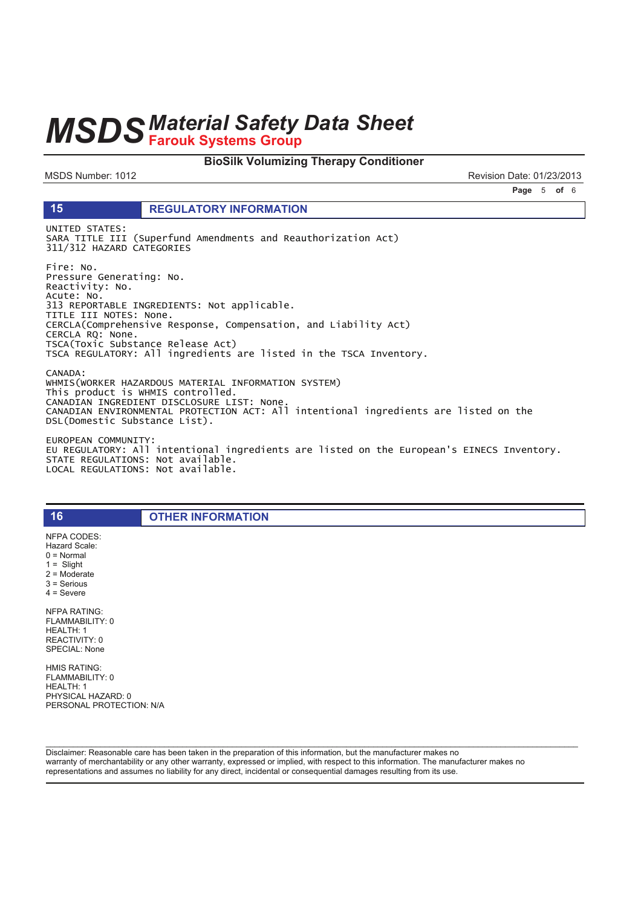## 15 REGULATORY INFORMATION

UNITED STATES:
SARA TITLE III (Superfund Amendments and Reauthorization Act)
311/312 HAZARD CATEGORIES

Fire: No.
Pressure Generating: No.
Reactivity: No.
Acute: No.
313 REPORTABLE INGREDIENTS: Not applicable.
TITLE III NOTES: None.
CERCLA(Comprehensive Response, Compensation, and Liability Act)
CERCLA RQ: None.
TSCA(Toxic Substance Release Act)
TSCA REGULATORY: All ingredients are listed in the TSCA Inventory.

CANADA:
WHMIS(WORKER HAZARDOUS MATERIAL INFORMATION SYSTEM)
This product is WHMIS controlled.
CANADIAN INGREDIENT DISCLOSURE LIST: None.
CANADIAN ENVIRONMENTAL PROTECTION ACT: All intentional ingredients are listed on the DSL(Domestic Substance List).

EUROPEAN COMMUNITY:
EU REGULATORY: All intentional ingredients are listed on the European's EINECS Inventory.
STATE REGULATIONS: Not available.
LOCAL REGULATIONS: Not available.

## 16 OTHER INFORMATION

NFPA CODES:
Hazard Scale:
0 = Normal
1 = Slight
2 = Moderate
3 = Serious
4 = Severe

NFPA RATING:
FLAMMABILITY: 0
HEALTH: 1
REACTIVITY: 0
SPECIAL: None

HMIS RATING:
FLAMMABILITY: 0
HEALTH: 1
PHYSICAL HAZARD: 0
PERSONAL PROTECTION: N/A

Disclaimer: Reasonable care has been taken in the preparation of this information, but the manufacturer makes no warranty of merchantability or any other warranty, expressed or implied, with respect to this information. The manufacturer makes no representations and assumes no liability for any direct, incidental or consequential damages resulting from its use.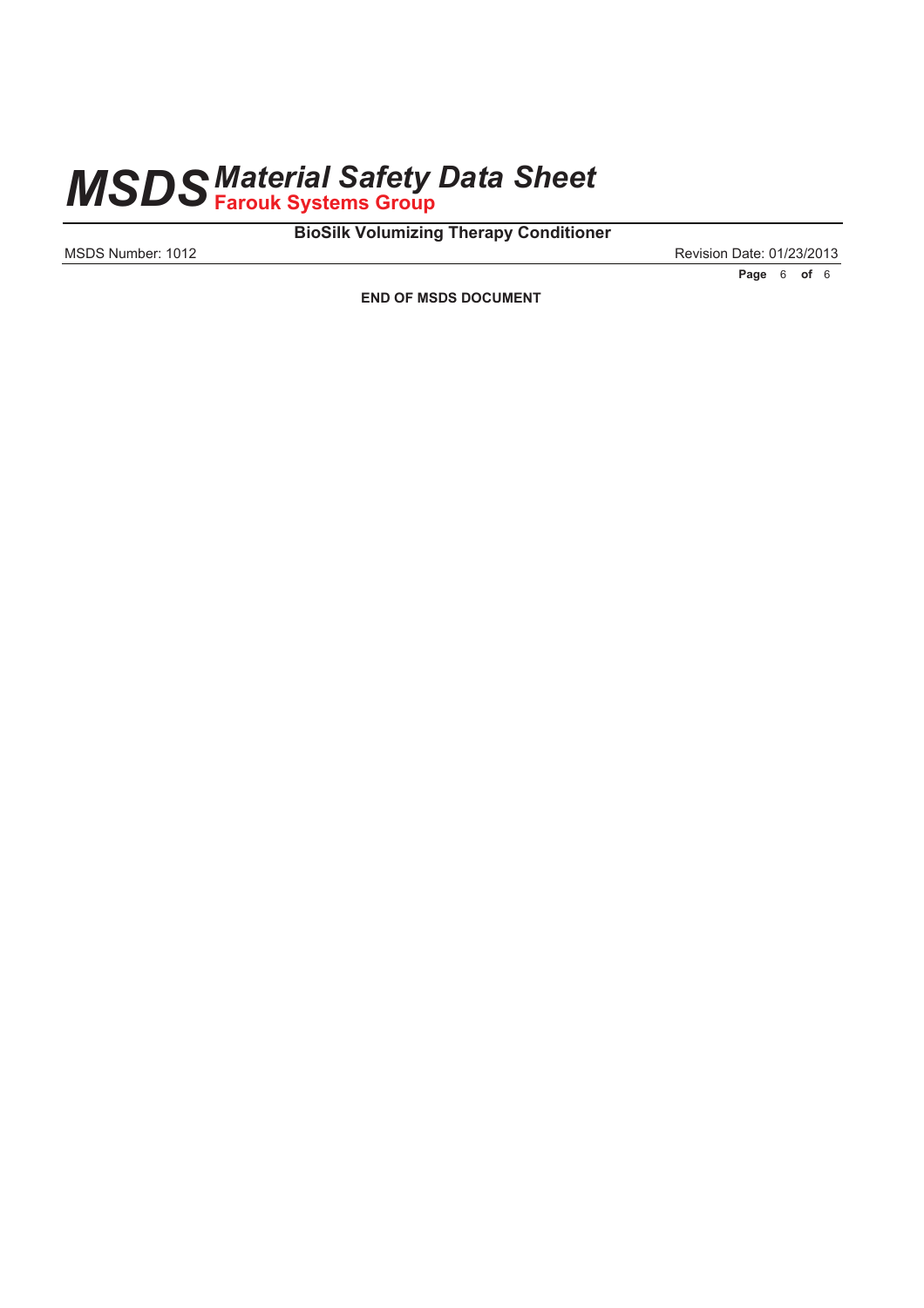**END OF MSDS DOCUMENT**